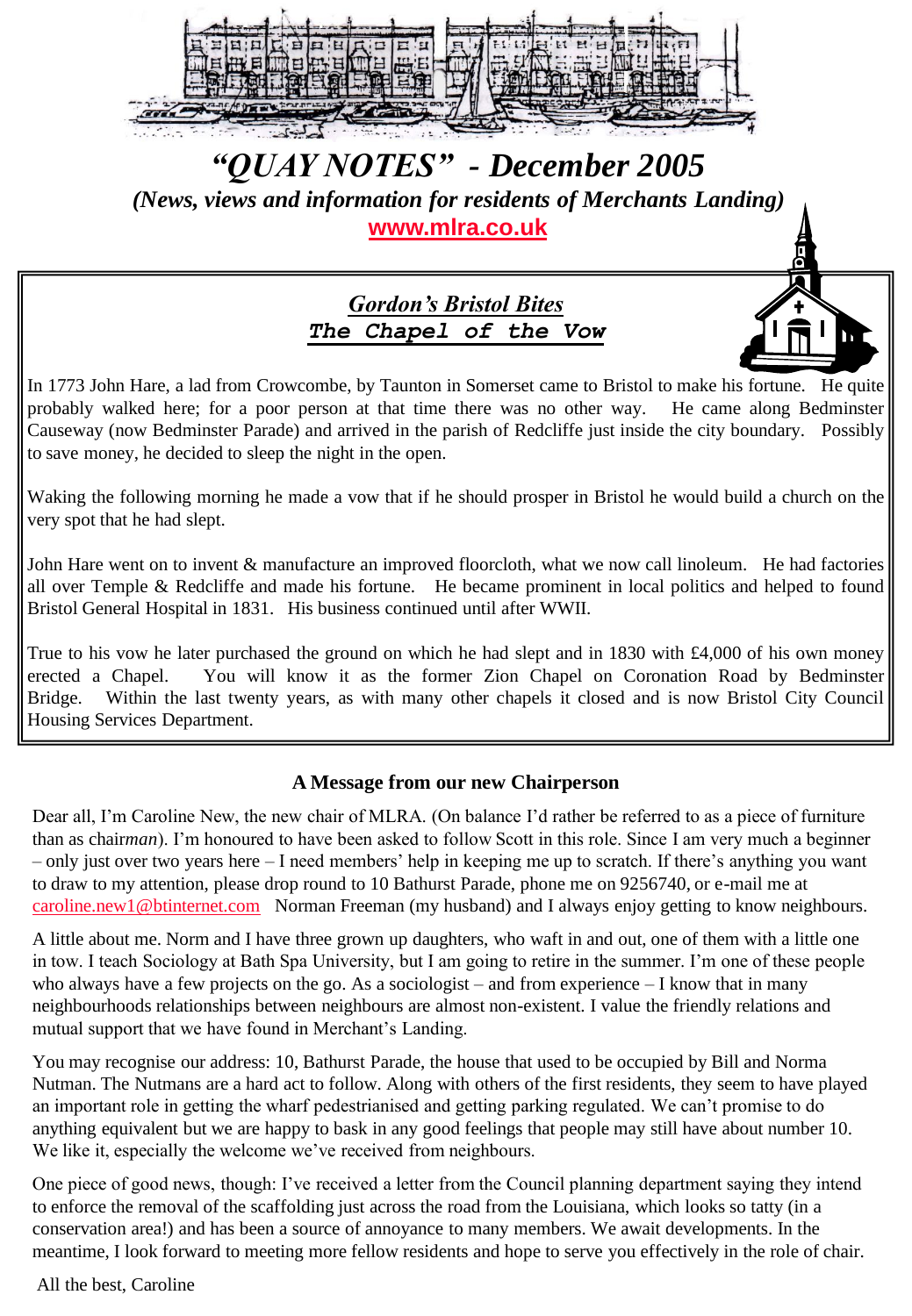# *"QUAY NOTES" - December 2005*

***(News, views and information for residents of Merchants Landing)***

**www.mlra.co.uk**

## *Gordon's Bristol Bites*

### ***The Chapel of the Vow***

In 1773 John Hare, a lad from Crowcombe, by Taunton in Somerset came to Bristol to make his fortune. He quite probably walked here; for a poor person at that time there was no other way. He came along Bedminster Causeway (now Bedminster Parade) and arrived in the parish of Redcliffe just inside the city boundary. Possibly to save money, he decided to sleep the night in the open.

Waking the following morning he made a vow that if he should prosper in Bristol he would build a church on the very spot that he had slept.

John Hare went on to invent & manufacture an improved floorcloth, what we now call linoleum. He had factories all over Temple & Redcliffe and made his fortune. He became prominent in local politics and helped to found Bristol General Hospital in 1831. His business continued until after WWII.

True to his vow he later purchased the ground on which he had slept and in 1830 with £4,000 of his own money erected a Chapel. You will know it as the former Zion Chapel on Coronation Road by Bedminster Bridge. Within the last twenty years, as with many other chapels it closed and is now Bristol City Council Housing Services Department.

## A Message from our new Chairperson

Dear all, I'm Caroline New, the new chair of MLRA. (On balance I'd rather be referred to as a piece of furniture than as chair*man*). I'm honoured to have been asked to follow Scott in this role. Since I am very much a beginner – only just over two years here – I need members' help in keeping me up to scratch. If there's anything you want to draw to my attention, please drop round to 10 Bathurst Parade, phone me on 9256740, or e-mail me at caroline.new1@btinternet.com Norman Freeman (my husband) and I always enjoy getting to know neighbours.

A little about me. Norm and I have three grown up daughters, who waft in and out, one of them with a little one in tow. I teach Sociology at Bath Spa University, but I am going to retire in the summer. I'm one of these people who always have a few projects on the go. As a sociologist – and from experience – I know that in many neighbourhoods relationships between neighbours are almost non-existent. I value the friendly relations and mutual support that we have found in Merchant's Landing.

You may recognise our address: 10, Bathurst Parade, the house that used to be occupied by Bill and Norma Nutman. The Nutmans are a hard act to follow. Along with others of the first residents, they seem to have played an important role in getting the wharf pedestrianised and getting parking regulated. We can't promise to do anything equivalent but we are happy to bask in any good feelings that people may still have about number 10. We like it, especially the welcome we've received from neighbours.

One piece of good news, though: I've received a letter from the Council planning department saying they intend to enforce the removal of the scaffolding just across the road from the Louisiana, which looks so tatty (in a conservation area!) and has been a source of annoyance to many members. We await developments. In the meantime, I look forward to meeting more fellow residents and hope to serve you effectively in the role of chair.

All the best, Caroline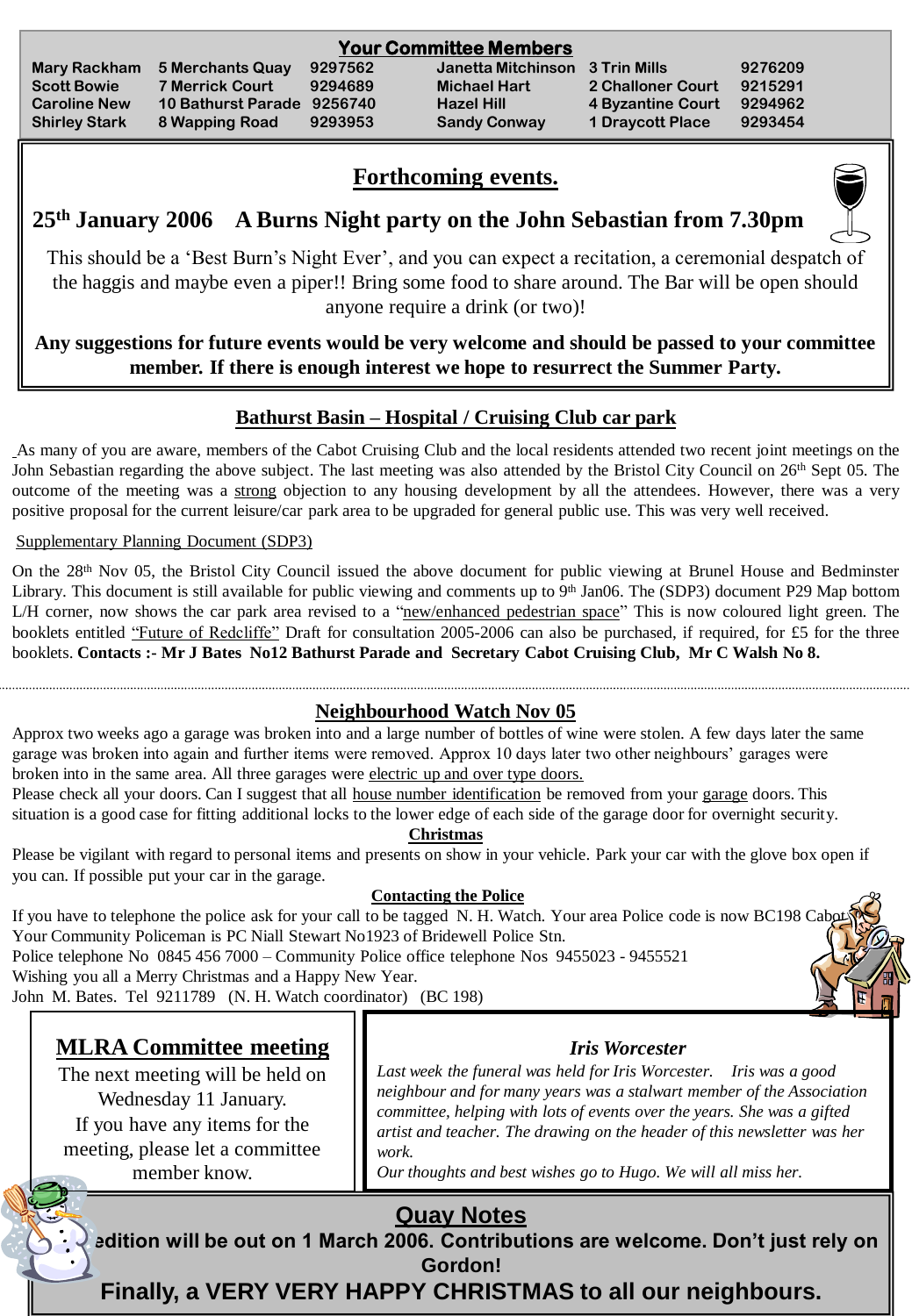## Your Committee Members

| | | | | | |
|---|---|---|---|---|---|
| Mary Rackham | 5 Merchants Quay | 9297562 | Janetta Mitchinson | 3 Trin Mills | 9276209 |
| Scott Bowie | 7 Merrick Court | 9294689 | Michael Hart | 2 Challoner Court | 9215291 |
| Caroline New | 10 Bathurst Parade | 9256740 | Hazel Hill | 4 Byzantine Court | 9294962 |
| Shirley Stark | 8 Wapping Road | 9293953 | Sandy Conway | 1 Draycott Place | 9293454 |

## Forthcoming events.

### 25th January 2006 A Burns Night party on the John Sebastian from 7.30pm

This should be a 'Best Burn's Night Ever', and you can expect a recitation, a ceremonial despatch of the haggis and maybe even a piper!! Bring some food to share around. The Bar will be open should anyone require a drink (or two)!

**Any suggestions for future events would be very welcome and should be passed to your committee member. If there is enough interest we hope to resurrect the Summer Party.**

## Bathurst Basin – Hospital / Cruising Club car park

As many of you are aware, members of the Cabot Cruising Club and the local residents attended two recent joint meetings on the John Sebastian regarding the above subject. The last meeting was also attended by the Bristol City Council on 26th Sept 05. The outcome of the meeting was a strong objection to any housing development by all the attendees. However, there was a very positive proposal for the current leisure/car park area to be upgraded for general public use. This was very well received.

Supplementary Planning Document (SDP3)

On the 28th Nov 05, the Bristol City Council issued the above document for public viewing at Brunel House and Bedminster Library. This document is still available for public viewing and comments up to 9th Jan06. The (SDP3) document P29 Map bottom L/H corner, now shows the car park area revised to a "new/enhanced pedestrian space" This is now coloured light green. The booklets entitled "Future of Redcliffe" Draft for consultation 2005-2006 can also be purchased, if required, for £5 for the three booklets. **Contacts :- Mr J Bates No12 Bathurst Parade and Secretary Cabot Cruising Club, Mr C Walsh No 8.**

## Neighbourhood Watch Nov 05

Approx two weeks ago a garage was broken into and a large number of bottles of wine were stolen. A few days later the same garage was broken into again and further items were removed. Approx 10 days later two other neighbours' garages were broken into in the same area. All three garages were electric up and over type doors.

Please check all your doors. Can I suggest that all house number identification be removed from your garage doors. This situation is a good case for fitting additional locks to the lower edge of each side of the garage door for overnight security.

**Christmas**

Please be vigilant with regard to personal items and presents on show in your vehicle. Park your car with the glove box open if you can. If possible put your car in the garage.

**Contacting the Police**

If you have to telephone the police ask for your call to be tagged N. H. Watch. Your area Police code is now BC198 Cabot.
Your Community Policeman is PC Niall Stewart No1923 of Bridewell Police Stn.
Police telephone No 0845 456 7000 – Community Police office telephone Nos 9455023 - 9455521
Wishing you all a Merry Christmas and a Happy New Year.
John M. Bates. Tel 9211789 (N. H. Watch coordinator) (BC 198)

## MLRA Committee meeting

The next meeting will be held on Wednesday 11 January.
If you have any items for the meeting, please let a committee member know.

### *Iris Worcester*

*Last week the funeral was held for Iris Worcester. Iris was a good neighbour and for many years was a stalwart member of the Association committee, helping with lots of events over the years. She was a gifted artist and teacher. The drawing on the header of this newsletter was her work.*

*Our thoughts and best wishes go to Hugo. We will all miss her.*

## Quay Notes

**edition will be out on 1 March 2006. Contributions are welcome. Don't just rely on Gordon!**

**Finally, a VERY VERY HAPPY CHRISTMAS to all our neighbours.**